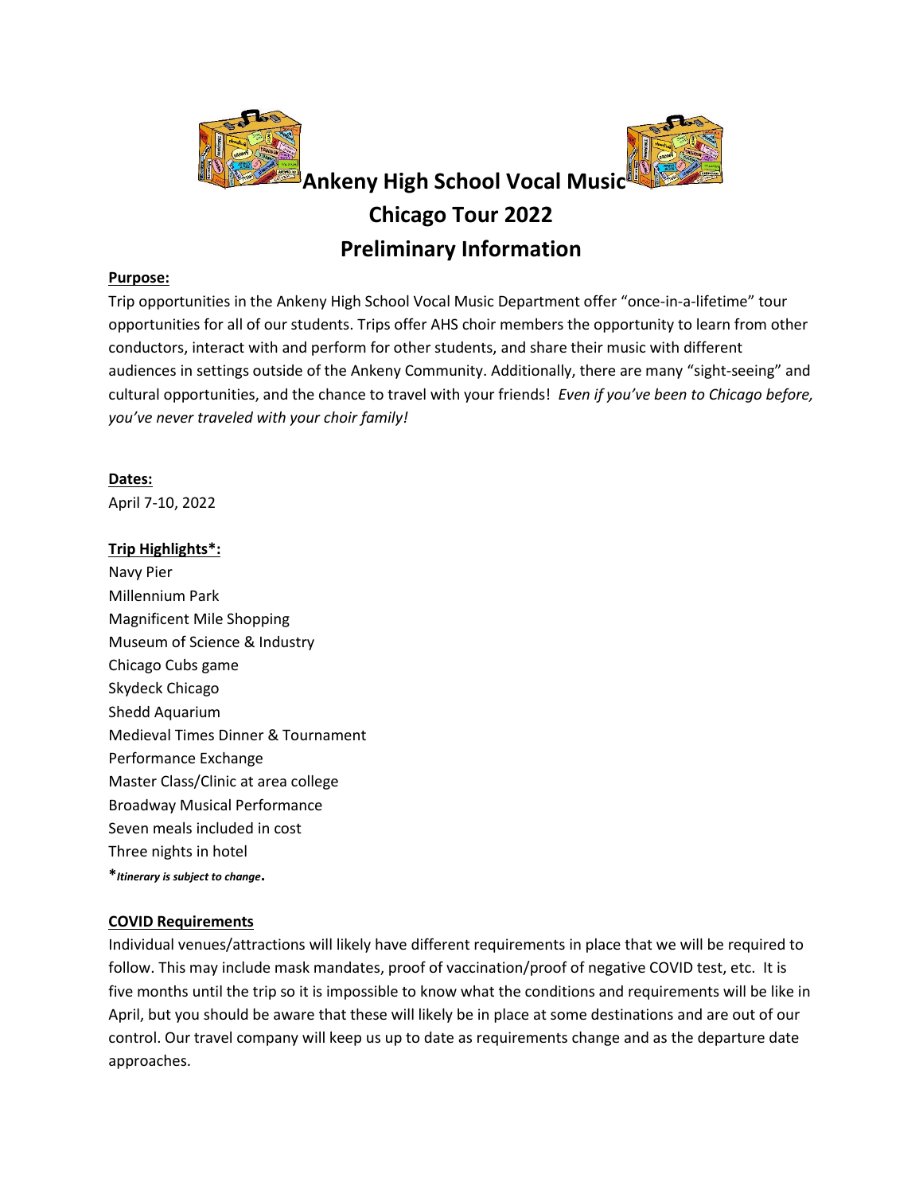# Ankeny High School Vocal Music
# Chicago Tour 2022
# Preliminary Information

**Purpose:**

Trip opportunities in the Ankeny High School Vocal Music Department offer "once-in-a-lifetime" tour opportunities for all of our students. Trips offer AHS choir members the opportunity to learn from other conductors, interact with and perform for other students, and share their music with different audiences in settings outside of the Ankeny Community. Additionally, there are many "sight-seeing" and cultural opportunities, and the chance to travel with your friends! *Even if you've been to Chicago before, you've never traveled with your choir family!*

**Dates:**

April 7-10, 2022

**Trip Highlights*:**

Navy Pier
Millennium Park
Magnificent Mile Shopping
Museum of Science & Industry
Chicago Cubs game
Skydeck Chicago
Shedd Aquarium
Medieval Times Dinner & Tournament
Performance Exchange
Master Class/Clinic at area college
Broadway Musical Performance
Seven meals included in cost
Three nights in hotel

**\****Itinerary is subject to change.***

**COVID Requirements**

Individual venues/attractions will likely have different requirements in place that we will be required to follow. This may include mask mandates, proof of vaccination/proof of negative COVID test, etc. It is five months until the trip so it is impossible to know what the conditions and requirements will be like in April, but you should be aware that these will likely be in place at some destinations and are out of our control. Our travel company will keep us up to date as requirements change and as the departure date approaches.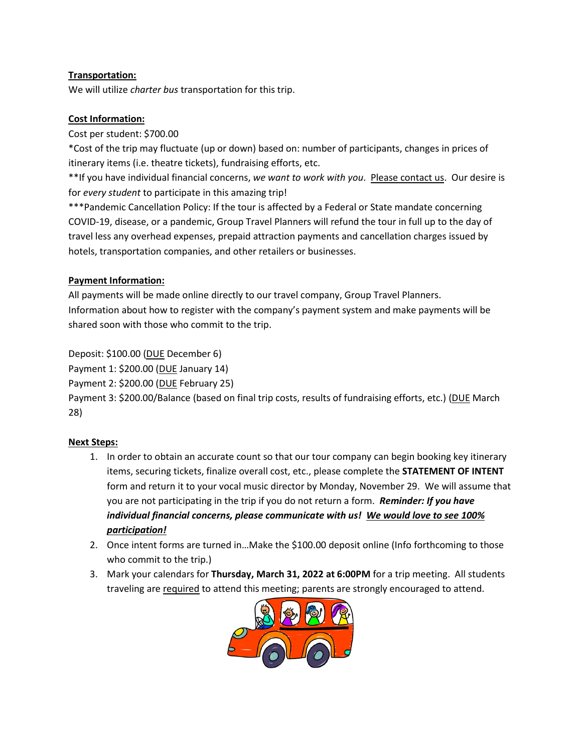**Transportation:**

We will utilize *charter bus* transportation for this trip.

**Cost Information:**

Cost per student: $700.00

*Cost of the trip may fluctuate (up or down) based on: number of participants, changes in prices of itinerary items (i.e. theatre tickets), fundraising efforts, etc.

**If you have individual financial concerns, *we want to work with you*. Please contact us. Our desire is for *every student* to participate in this amazing trip!

***Pandemic Cancellation Policy: If the tour is affected by a Federal or State mandate concerning COVID-19, disease, or a pandemic, Group Travel Planners will refund the tour in full up to the day of travel less any overhead expenses, prepaid attraction payments and cancellation charges issued by hotels, transportation companies, and other retailers or businesses.

**Payment Information:**

All payments will be made online directly to our travel company, Group Travel Planners. Information about how to register with the company's payment system and make payments will be shared soon with those who commit to the trip.

Deposit: $100.00 (DUE December 6)
Payment 1: $200.00 (DUE January 14)
Payment 2: $200.00 (DUE February 25)
Payment 3: $200.00/Balance (based on final trip costs, results of fundraising efforts, etc.) (DUE March 28)

**Next Steps:**

1. In order to obtain an accurate count so that our tour company can begin booking key itinerary items, securing tickets, finalize overall cost, etc., please complete the **STATEMENT OF INTENT** form and return it to your vocal music director by Monday, November 29. We will assume that you are not participating in the trip if you do not return a form. ***Reminder: If you have individual financial concerns, please communicate with us! We would love to see 100% participation!***
2. Once intent forms are turned in…Make the $100.00 deposit online (Info forthcoming to those who commit to the trip.)
3. Mark your calendars for **Thursday, March 31, 2022 at 6:00PM** for a trip meeting. All students traveling are required to attend this meeting; parents are strongly encouraged to attend.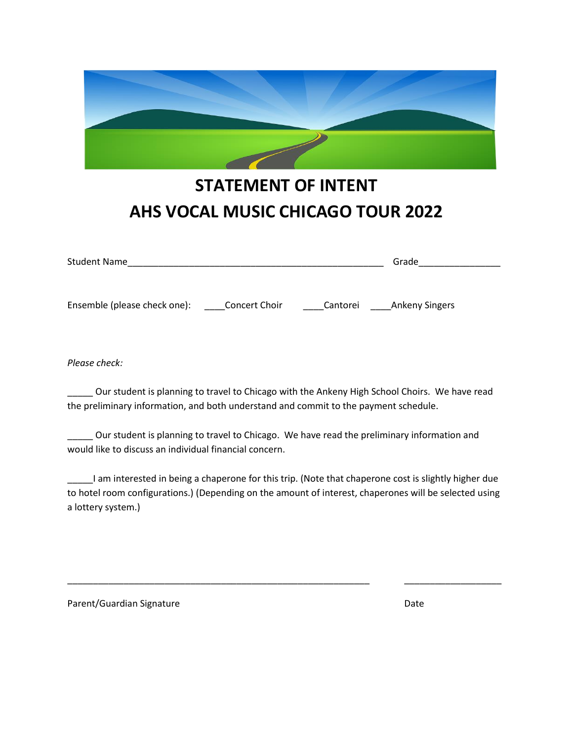# STATEMENT OF INTENT
# AHS VOCAL MUSIC CHICAGO TOUR 2022

Student Name___________________________________________________ Grade_______________

Ensemble (please check one): ____Concert Choir ____Cantorei ____Ankeny Singers

*Please check:*

_____ Our student is planning to travel to Chicago with the Ankeny High School Choirs. We have read the preliminary information, and both understand and commit to the payment schedule.

_____ Our student is planning to travel to Chicago. We have read the preliminary information and would like to discuss an individual financial concern.

_____I am interested in being a chaperone for this trip. (Note that chaperone cost is slightly higher due to hotel room configurations.) (Depending on the amount of interest, chaperones will be selected using a lottery system.)

_________________________________________________________ __________________

Parent/Guardian Signature Date